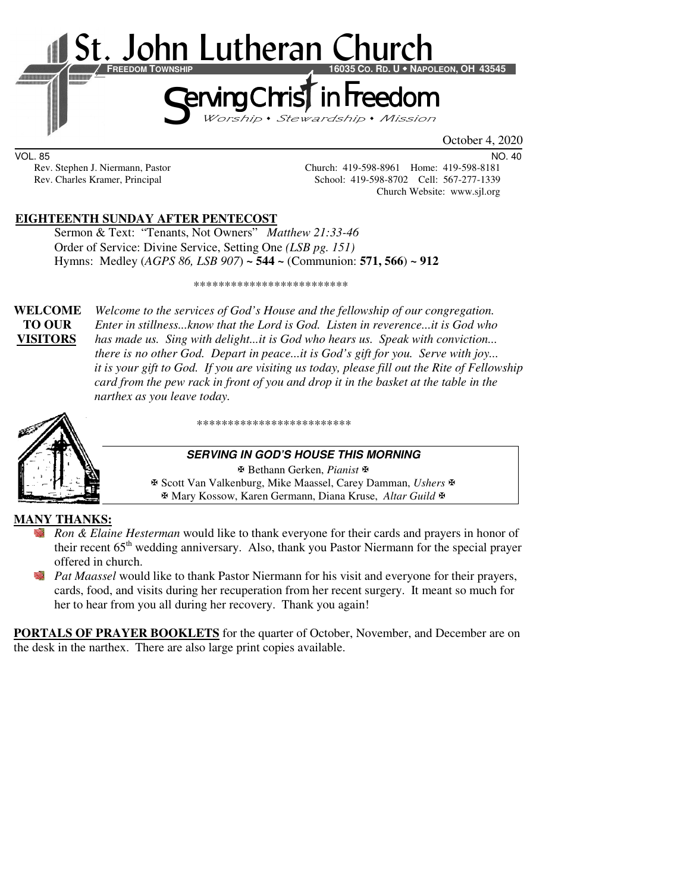# St. John Lutheran Church

**FREEDOM TOWNSHIP** **16035 CO. RD. U • NAPOLEON, OH 43545**

## Serving Christ in Freedom

*Worship • Stewardship • Mission*

October 4, 2020

VOL. 85 NO. 40

Rev. Stephen J. Niermann, Pastor Church: 419-598-8961 Home: 419-598-8181
Rev. Charles Kramer, Principal School: 419-598-8702 Cell: 567-277-1339
Church Website: www.sjl.org

**EIGHTEENTH SUNDAY AFTER PENTECOST**

Sermon & Text: "Tenants, Not Owners" *Matthew 21:33-46*
Order of Service: Divine Service, Setting One *(LSB pg. 151)*
Hymns: Medley (*AGPS 86, LSB 907*) ~ **544** ~ (Communion: **571, 566**) ~ **912**

\*\*\*\*\*\*\*\*\*\*\*\*\*\*\*\*\*\*\*\*\*\*\*\*\*

**WELCOME TO OUR VISITORS** *Welcome to the services of God's House and the fellowship of our congregation. Enter in stillness...know that the Lord is God. Listen in reverence...it is God who has made us. Sing with delight...it is God who hears us. Speak with conviction... there is no other God. Depart in peace...it is God's gift for you. Serve with joy... it is your gift to God. If you are visiting us today, please fill out the Rite of Fellowship card from the pew rack in front of you and drop it in the basket at the table in the narthex as you leave today.*

\*\*\*\*\*\*\*\*\*\*\*\*\*\*\*\*\*\*\*\*\*\*\*\*\*

**SERVING IN GOD'S HOUSE THIS MORNING**

✠ Bethann Gerken, *Pianist* ✠
✠ Scott Van Valkenburg, Mike Maassel, Carey Damman, *Ushers* ✠
✠ Mary Kossow, Karen Germann, Diana Kruse, *Altar Guild* ✠

**MANY THANKS:**

- *Ron & Elaine Hesterman* would like to thank everyone for their cards and prayers in honor of their recent 65th wedding anniversary. Also, thank you Pastor Niermann for the special prayer offered in church.
- *Pat Maassel* would like to thank Pastor Niermann for his visit and everyone for their prayers, cards, food, and visits during her recuperation from her recent surgery. It meant so much for her to hear from you all during her recovery. Thank you again!

**PORTALS OF PRAYER BOOKLETS** for the quarter of October, November, and December are on the desk in the narthex. There are also large print copies available.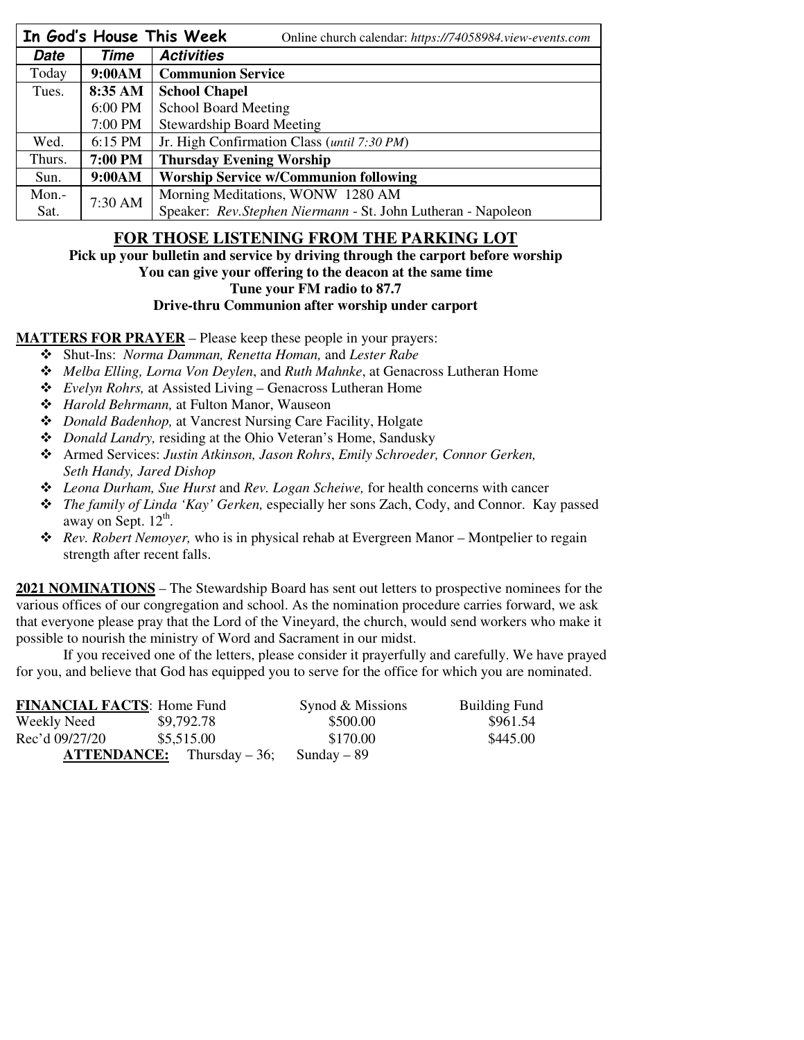| **In God's House This Week** | | Online church calendar: *https://74058984.view-events.com* |
|---|---|---|
| ***Date*** | ***Time*** | ***Activities*** |
| Today | **9:00AM** | **Communion Service** |
| Tues. | **8:35 AM** | **School Chapel** |
| | 6:00 PM | School Board Meeting |
| | 7:00 PM | Stewardship Board Meeting |
| Wed. | 6:15 PM | Jr. High Confirmation Class (*until 7:30 PM*) |
| Thurs. | **7:00 PM** | **Thursday Evening Worship** |
| Sun. | **9:00AM** | **Worship Service w/Communion following** |
| Mon.-Sat. | 7:30 AM | Morning Meditations, WONW 1280 AM<br>Speaker: *Rev.Stephen Niermann* - St. John Lutheran - Napoleon |

## FOR THOSE LISTENING FROM THE PARKING LOT

**Pick up your bulletin and service by driving through the carport before worship**
**You can give your offering to the deacon at the same time**
**Tune your FM radio to 87.7**
**Drive-thru Communion after worship under carport**

**MATTERS FOR PRAYER** – Please keep these people in your prayers:

- Shut-Ins: *Norma Damman, Renetta Homan,* and *Lester Rabe*
- *Melba Elling, Lorna Von Deylen*, and *Ruth Mahnke*, at Genacross Lutheran Home
- *Evelyn Rohrs,* at Assisted Living – Genacross Lutheran Home
- *Harold Behrmann,* at Fulton Manor, Wauseon
- *Donald Badenhop,* at Vancrest Nursing Care Facility, Holgate
- *Donald Landry,* residing at the Ohio Veteran's Home, Sandusky
- Armed Services: *Justin Atkinson, Jason Rohrs*, *Emily Schroeder, Connor Gerken, Seth Handy, Jared Dishop*
- *Leona Durham, Sue Hurst* and *Rev. Logan Scheiwe,* for health concerns with cancer
- *The family of Linda 'Kay' Gerken,* especially her sons Zach, Cody, and Connor. Kay passed away on Sept. 12th.
- *Rev. Robert Nemoyer,* who is in physical rehab at Evergreen Manor – Montpelier to regain strength after recent falls.

**2021 NOMINATIONS** – The Stewardship Board has sent out letters to prospective nominees for the various offices of our congregation and school. As the nomination procedure carries forward, we ask that everyone please pray that the Lord of the Vineyard, the church, would send workers who make it possible to nourish the ministry of Word and Sacrament in our midst.

If you received one of the letters, please consider it prayerfully and carefully. We have prayed for you, and believe that God has equipped you to serve for the office for which you are nominated.

| **FINANCIAL FACTS**: | Home Fund | Synod & Missions | Building Fund |
|---|---|---|---|
| Weekly Need | $9,792.78 | $500.00 | $961.54 |
| Rec'd 09/27/20 | $5,515.00 | $170.00 | $445.00 |

**ATTENDANCE:** Thursday – 36; Sunday – 89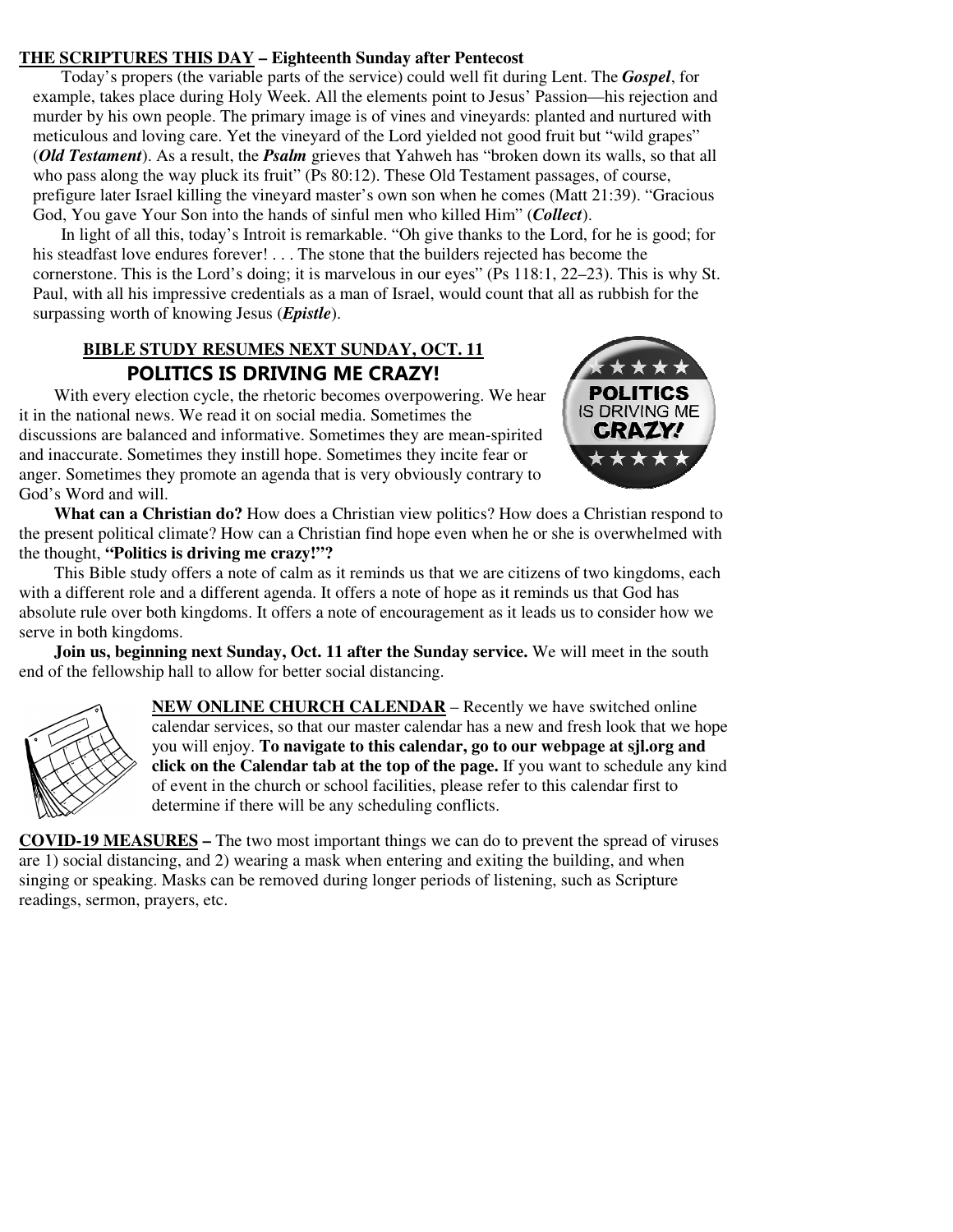**THE SCRIPTURES THIS DAY – Eighteenth Sunday after Pentecost**

Today's propers (the variable parts of the service) could well fit during Lent. The ***Gospel***, for example, takes place during Holy Week. All the elements point to Jesus' Passion—his rejection and murder by his own people. The primary image is of vines and vineyards: planted and nurtured with meticulous and loving care. Yet the vineyard of the Lord yielded not good fruit but "wild grapes" (***Old Testament***). As a result, the ***Psalm*** grieves that Yahweh has "broken down its walls, so that all who pass along the way pluck its fruit" (Ps 80:12). These Old Testament passages, of course, prefigure later Israel killing the vineyard master's own son when he comes (Matt 21:39). "Gracious God, You gave Your Son into the hands of sinful men who killed Him" (***Collect***).

In light of all this, today's Introit is remarkable. "Oh give thanks to the Lord, for he is good; for his steadfast love endures forever! . . . The stone that the builders rejected has become the cornerstone. This is the Lord's doing; it is marvelous in our eyes" (Ps 118:1, 22–23). This is why St. Paul, with all his impressive credentials as a man of Israel, would count that all as rubbish for the surpassing worth of knowing Jesus (***Epistle***).

**BIBLE STUDY RESUMES NEXT SUNDAY, OCT. 11**

**POLITICS IS DRIVING ME CRAZY!**

With every election cycle, the rhetoric becomes overpowering. We hear it in the national news. We read it on social media. Sometimes the discussions are balanced and informative. Sometimes they are mean-spirited and inaccurate. Sometimes they instill hope. Sometimes they incite fear or anger. Sometimes they promote an agenda that is very obviously contrary to God's Word and will.

**What can a Christian do?** How does a Christian view politics? How does a Christian respond to the present political climate? How can a Christian find hope even when he or she is overwhelmed with the thought, **"Politics is driving me crazy!"?**

This Bible study offers a note of calm as it reminds us that we are citizens of two kingdoms, each with a different role and a different agenda. It offers a note of hope as it reminds us that God has absolute rule over both kingdoms. It offers a note of encouragement as it leads us to consider how we serve in both kingdoms.

**Join us, beginning next Sunday, Oct. 11 after the Sunday service.** We will meet in the south end of the fellowship hall to allow for better social distancing.

**NEW ONLINE CHURCH CALENDAR** – Recently we have switched online calendar services, so that our master calendar has a new and fresh look that we hope you will enjoy. **To navigate to this calendar, go to our webpage at sjl.org and click on the Calendar tab at the top of the page.** If you want to schedule any kind of event in the church or school facilities, please refer to this calendar first to determine if there will be any scheduling conflicts.

**COVID-19 MEASURES –** The two most important things we can do to prevent the spread of viruses are 1) social distancing, and 2) wearing a mask when entering and exiting the building, and when singing or speaking. Masks can be removed during longer periods of listening, such as Scripture readings, sermon, prayers, etc.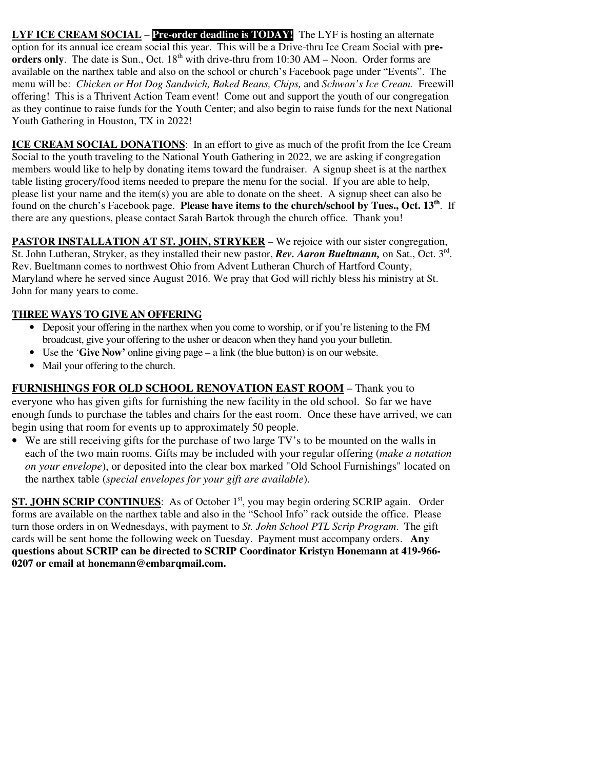**LYF ICE CREAM SOCIAL** – **Pre-order deadline is TODAY!** The LYF is hosting an alternate option for its annual ice cream social this year. This will be a Drive-thru Ice Cream Social with **pre-orders only**. The date is Sun., Oct. 18th with drive-thru from 10:30 AM – Noon. Order forms are available on the narthex table and also on the school or church's Facebook page under "Events". The menu will be: *Chicken or Hot Dog Sandwich, Baked Beans, Chips,* and *Schwan's Ice Cream.* Freewill offering! This is a Thrivent Action Team event! Come out and support the youth of our congregation as they continue to raise funds for the Youth Center; and also begin to raise funds for the next National Youth Gathering in Houston, TX in 2022!

**ICE CREAM SOCIAL DONATIONS**: In an effort to give as much of the profit from the Ice Cream Social to the youth traveling to the National Youth Gathering in 2022, we are asking if congregation members would like to help by donating items toward the fundraiser. A signup sheet is at the narthex table listing grocery/food items needed to prepare the menu for the social. If you are able to help, please list your name and the item(s) you are able to donate on the sheet. A signup sheet can also be found on the church's Facebook page. **Please have items to the church/school by Tues., Oct. 13th**. If there are any questions, please contact Sarah Bartok through the church office. Thank you!

**PASTOR INSTALLATION AT ST. JOHN, STRYKER** – We rejoice with our sister congregation, St. John Lutheran, Stryker, as they installed their new pastor, ***Rev. Aaron Bueltmann,*** on Sat., Oct. 3rd. Rev. Bueltmann comes to northwest Ohio from Advent Lutheran Church of Hartford County, Maryland where he served since August 2016. We pray that God will richly bless his ministry at St. John for many years to come.

**THREE WAYS TO GIVE AN OFFERING**

- Deposit your offering in the narthex when you come to worship, or if you're listening to the FM broadcast, give your offering to the usher or deacon when they hand you your bulletin.
- Use the '**Give Now'** online giving page – a link (the blue button) is on our website.
- Mail your offering to the church.

**FURNISHINGS FOR OLD SCHOOL RENOVATION EAST ROOM** – Thank you to everyone who has given gifts for furnishing the new facility in the old school. So far we have enough funds to purchase the tables and chairs for the east room. Once these have arrived, we can begin using that room for events up to approximately 50 people.

- We are still receiving gifts for the purchase of two large TV's to be mounted on the walls in each of the two main rooms. Gifts may be included with your regular offering (*make a notation on your envelope*), or deposited into the clear box marked "Old School Furnishings" located on the narthex table (*special envelopes for your gift are available*).

**ST. JOHN SCRIP CONTINUES**: As of October 1st, you may begin ordering SCRIP again. Order forms are available on the narthex table and also in the "School Info" rack outside the office. Please turn those orders in on Wednesdays, with payment to *St. John School PTL Scrip Program*. The gift cards will be sent home the following week on Tuesday. Payment must accompany orders. **Any questions about SCRIP can be directed to SCRIP Coordinator Kristyn Honemann at 419-966-0207 or email at honemann@embarqmail.com.**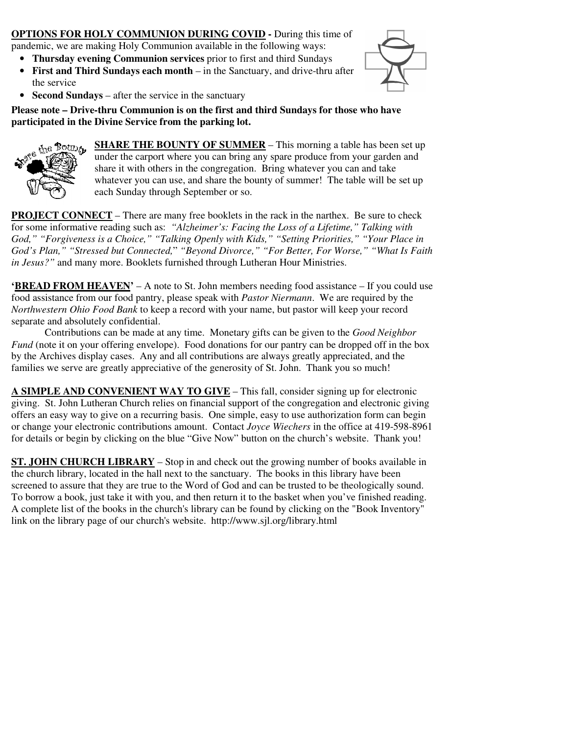**OPTIONS FOR HOLY COMMUNION DURING COVID -** During this time of pandemic, we are making Holy Communion available in the following ways:

- **Thursday evening Communion services** prior to first and third Sundays
- **First and Third Sundays each month** – in the Sanctuary, and drive-thru after the service
- **Second Sundays** – after the service in the sanctuary

**Please note – Drive-thru Communion is on the first and third Sundays for those who have participated in the Divine Service from the parking lot.**

**SHARE THE BOUNTY OF SUMMER** – This morning a table has been set up under the carport where you can bring any spare produce from your garden and share it with others in the congregation. Bring whatever you can and take whatever you can use, and share the bounty of summer! The table will be set up each Sunday through September or so.

**PROJECT CONNECT** – There are many free booklets in the rack in the narthex. Be sure to check for some informative reading such as: *"Alzheimer's: Facing the Loss of a Lifetime," Talking with God," "Forgiveness is a Choice," "Talking Openly with Kids," "Setting Priorities," "Your Place in God's Plan," "Stressed but Connected," "Beyond Divorce," "For Better, For Worse," "What Is Faith in Jesus?"* and many more. Booklets furnished through Lutheran Hour Ministries.

**'BREAD FROM HEAVEN'** – A note to St. John members needing food assistance – If you could use food assistance from our food pantry, please speak with *Pastor Niermann*. We are required by the *Northwestern Ohio Food Bank* to keep a record with your name, but pastor will keep your record separate and absolutely confidential.

Contributions can be made at any time. Monetary gifts can be given to the *Good Neighbor Fund* (note it on your offering envelope). Food donations for our pantry can be dropped off in the box by the Archives display cases. Any and all contributions are always greatly appreciated, and the families we serve are greatly appreciative of the generosity of St. John. Thank you so much!

**A SIMPLE AND CONVENIENT WAY TO GIVE** – This fall, consider signing up for electronic giving. St. John Lutheran Church relies on financial support of the congregation and electronic giving offers an easy way to give on a recurring basis. One simple, easy to use authorization form can begin or change your electronic contributions amount. Contact *Joyce Wiechers* in the office at 419-598-8961 for details or begin by clicking on the blue "Give Now" button on the church's website. Thank you!

**ST. JOHN CHURCH LIBRARY** – Stop in and check out the growing number of books available in the church library, located in the hall next to the sanctuary. The books in this library have been screened to assure that they are true to the Word of God and can be trusted to be theologically sound. To borrow a book, just take it with you, and then return it to the basket when you've finished reading. A complete list of the books in the church's library can be found by clicking on the "Book Inventory" link on the library page of our church's website. http://www.sjl.org/library.html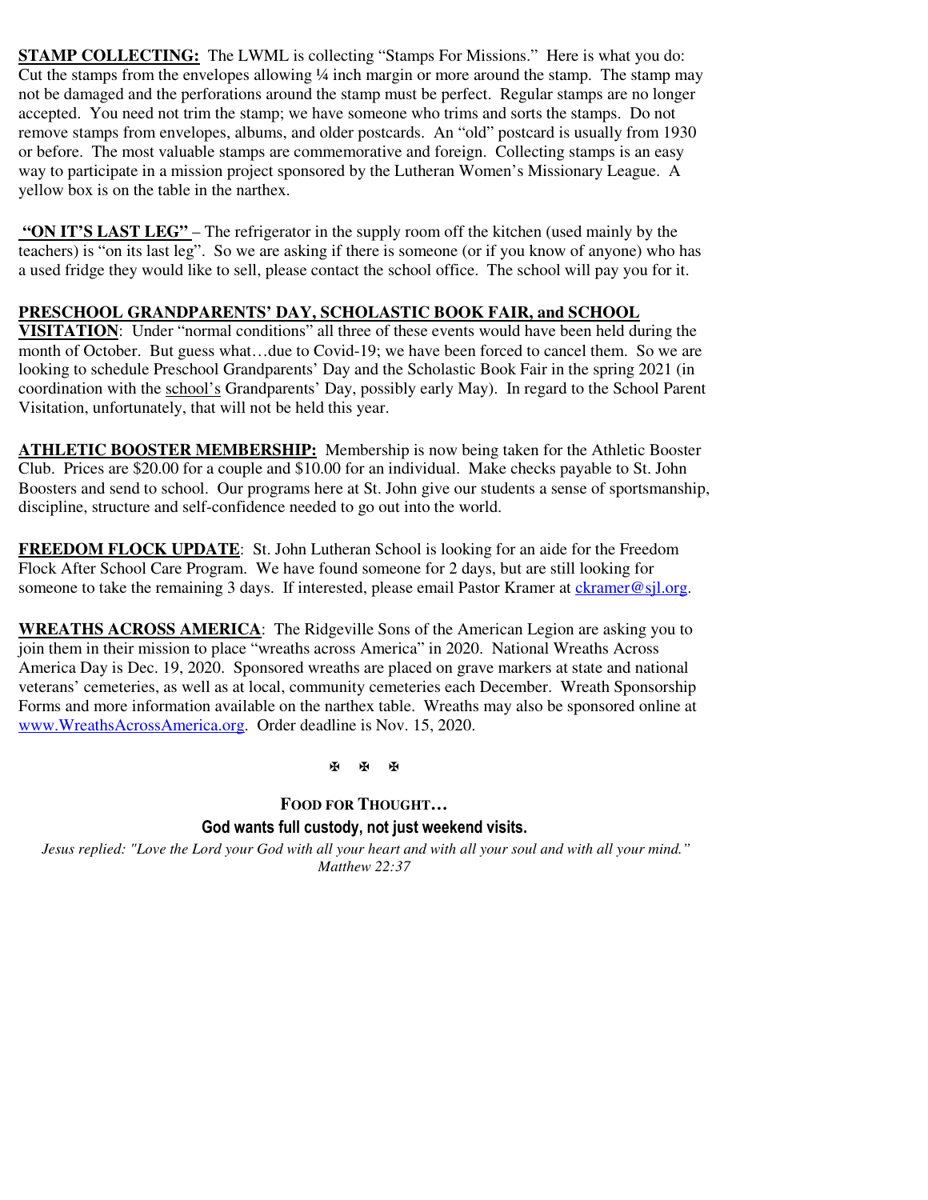**STAMP COLLECTING:** The LWML is collecting "Stamps For Missions." Here is what you do: Cut the stamps from the envelopes allowing ¼ inch margin or more around the stamp. The stamp may not be damaged and the perforations around the stamp must be perfect. Regular stamps are no longer accepted. You need not trim the stamp; we have someone who trims and sorts the stamps. Do not remove stamps from envelopes, albums, and older postcards. An "old" postcard is usually from 1930 or before. The most valuable stamps are commemorative and foreign. Collecting stamps is an easy way to participate in a mission project sponsored by the Lutheran Women's Missionary League. A yellow box is on the table in the narthex.

**"ON IT'S LAST LEG"** – The refrigerator in the supply room off the kitchen (used mainly by the teachers) is "on its last leg". So we are asking if there is someone (or if you know of anyone) who has a used fridge they would like to sell, please contact the school office. The school will pay you for it.

**PRESCHOOL GRANDPARENTS' DAY, SCHOLASTIC BOOK FAIR, and SCHOOL VISITATION**: Under "normal conditions" all three of these events would have been held during the month of October. But guess what…due to Covid-19; we have been forced to cancel them. So we are looking to schedule Preschool Grandparents' Day and the Scholastic Book Fair in the spring 2021 (in coordination with the school's Grandparents' Day, possibly early May). In regard to the School Parent Visitation, unfortunately, that will not be held this year.

**ATHLETIC BOOSTER MEMBERSHIP:** Membership is now being taken for the Athletic Booster Club. Prices are $20.00 for a couple and $10.00 for an individual. Make checks payable to St. John Boosters and send to school. Our programs here at St. John give our students a sense of sportsmanship, discipline, structure and self-confidence needed to go out into the world.

**FREEDOM FLOCK UPDATE**: St. John Lutheran School is looking for an aide for the Freedom Flock After School Care Program. We have found someone for 2 days, but are still looking for someone to take the remaining 3 days. If interested, please email Pastor Kramer at ckramer@sjl.org.

**WREATHS ACROSS AMERICA**: The Ridgeville Sons of the American Legion are asking you to join them in their mission to place "wreaths across America" in 2020. National Wreaths Across America Day is Dec. 19, 2020. Sponsored wreaths are placed on grave markers at state and national veterans' cemeteries, as well as at local, community cemeteries each December. Wreath Sponsorship Forms and more information available on the narthex table. Wreaths may also be sponsored online at www.WreathsAcrossAmerica.org. Order deadline is Nov. 15, 2020.

✠ ✠ ✠

**FOOD FOR THOUGHT…**

**God wants full custody, not just weekend visits.**

*Jesus replied: "Love the Lord your God with all your heart and with all your soul and with all your mind." Matthew 22:37*